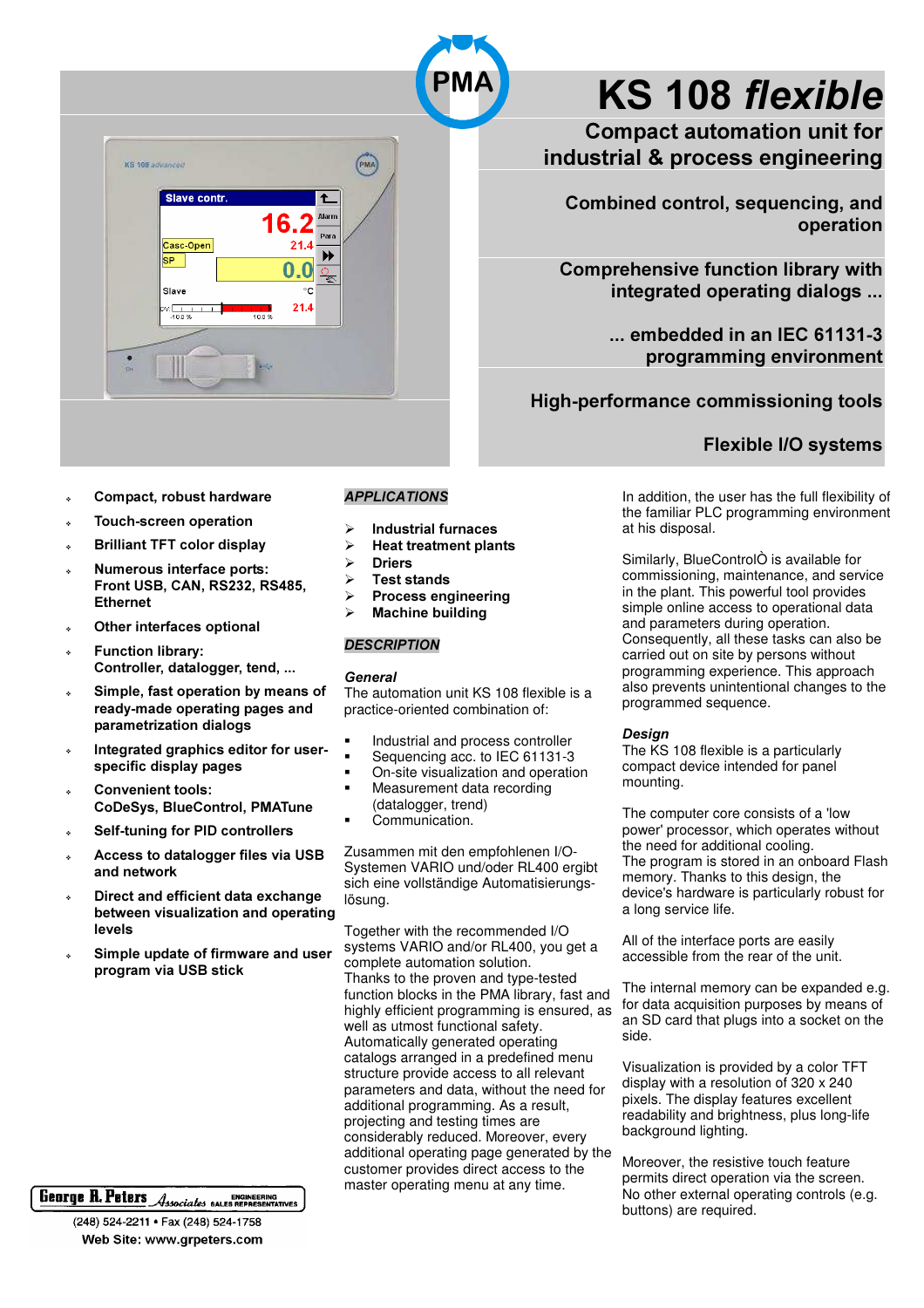# KS 108 *flexible*

## Compact automation unit for industrial & process engineering

**Combined control, sequencing, and operation**

**Comprehensive function library with integrated operating dialogs ...**

**... embedded in an IEC 61131-3 programming environment**

**High-performance commissioning tools**

**Flexible I/O systems**

- **Compact, robust hardware**
- **Touch-screen operation**
- **Brilliant TFT color display**
- **Numerous interface ports: Front USB, CAN, RS232, RS485, Ethernet**
- **Other interfaces optional**
- **Function library: Controller, datalogger, tend, ...**
- **Simple, fast operation by means of ready-made operating pages and parametrization dialogs**
- **Integrated graphics editor for user-specific display pages**
- **Convenient tools: CoDeSys, BlueControl, PMATune**
- **Self-tuning for PID controllers**
- **Access to datalogger files via USB and network**
- **Direct and efficient data exchange between visualization and operating levels**
- **Simple update of firmware and user program via USB stick**

### *APPLICATIONS*

- **Industrial furnaces**
- **Heat treatment plants**
- **Driers**
- **Test stands**
- **Process engineering**
- **Machine building**

### *DESCRIPTION*

***General***

The automation unit KS 108 flexible is a practice-oriented combination of:

- Industrial and process controller
- Sequencing acc. to IEC 61131-3
- On-site visualization and operation
- Measurement data recording (datalogger, trend)
- Communication.

Zusammen mit den empfohlenen I/O-Systemen VARIO und/oder RL400 ergibt sich eine vollständige Automatisierungs-lösung.

Together with the recommended I/O systems VARIO and/or RL400, you get a complete automation solution.
Thanks to the proven and type-tested function blocks in the PMA library, fast and highly efficient programming is ensured, as well as utmost functional safety.
Automatically generated operating catalogs arranged in a predefined menu structure provide access to all relevant parameters and data, without the need for additional programming. As a result, projecting and testing times are considerably reduced. Moreover, every additional operating page generated by the customer provides direct access to the master operating menu at any time.

In addition, the user has the full flexibility of the familiar PLC programming environment at his disposal.

Similarly, BlueControlÒ is available for commissioning, maintenance, and service in the plant. This powerful tool provides simple online access to operational data and parameters during operation.
Consequently, all these tasks can also be carried out on site by persons without programming experience. This approach also prevents unintentional changes to the programmed sequence.

***Design***

The KS 108 flexible is a particularly compact device intended for panel mounting.

The computer core consists of a 'low power' processor, which operates without the need for additional cooling.
The program is stored in an onboard Flash memory. Thanks to this design, the device's hardware is particularly robust for a long service life.

All of the interface ports are easily accessible from the rear of the unit.

The internal memory can be expanded e.g. for data acquisition purposes by means of an SD card that plugs into a socket on the side.

Visualization is provided by a color TFT display with a resolution of 320 x 240 pixels. The display features excellent readability and brightness, plus long-life background lighting.

Moreover, the resistive touch feature permits direct operation via the screen.
No other external operating controls (e.g. buttons) are required.

George R. Peters Associates — Engineering Sales Representatives
(248) 524-2211 • Fax (248) 524-1758
Web Site: www.grpeters.com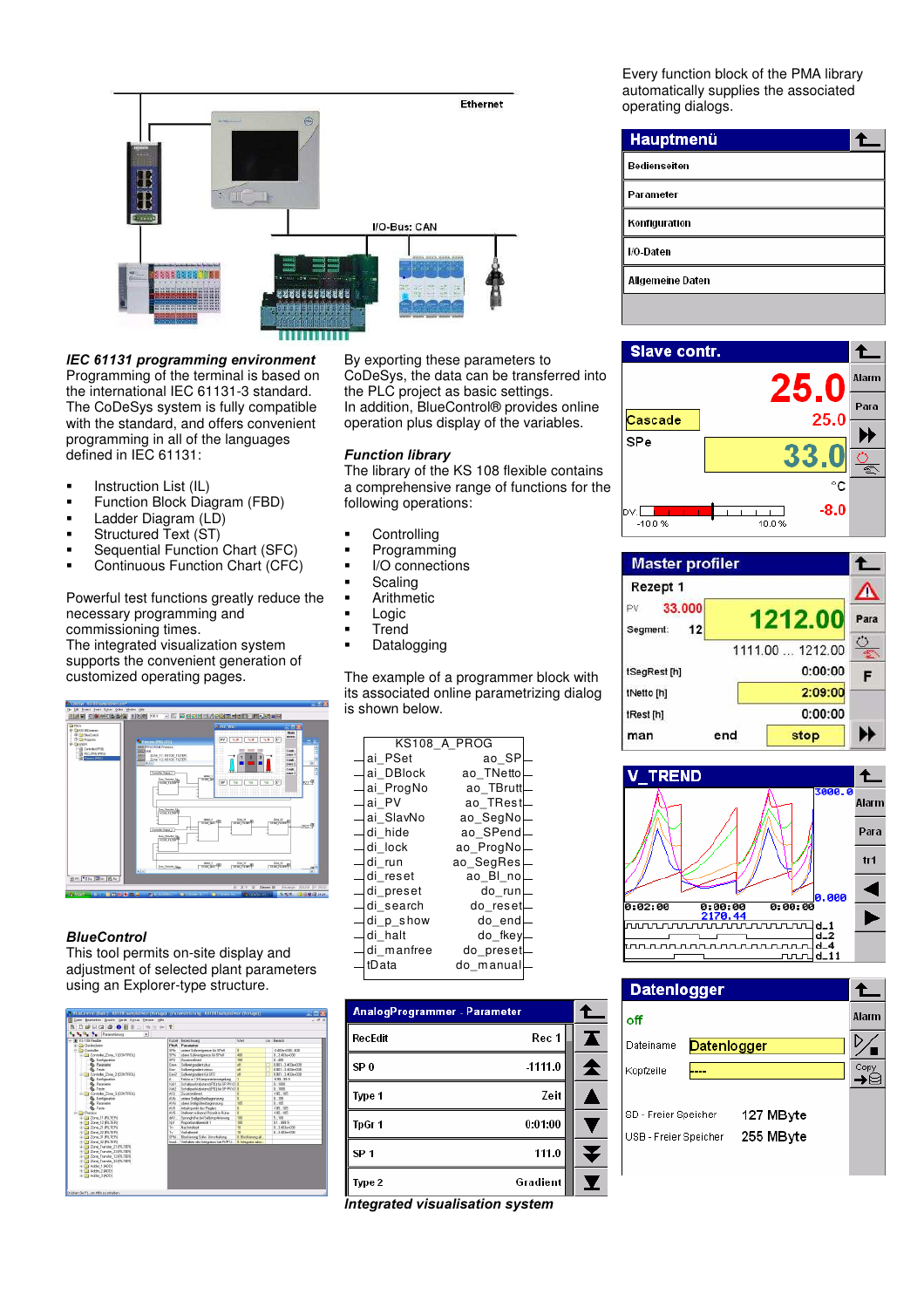*IEC 61131 programming environment*
Programming of the terminal is based on the international IEC 61131-3 standard. The CoDeSys system is fully compatible with the standard, and offers convenient programming in all of the languages defined in IEC 61131:

- Instruction List (IL)
- Function Block Diagram (FBD)
- Ladder Diagram (LD)
- Structured Text (ST)
- Sequential Function Chart (SFC)
- Continuous Function Chart (CFC)

Powerful test functions greatly reduce the necessary programming and commissioning times.
The integrated visualization system supports the convenient generation of customized operating pages.

*BlueControl*
This tool permits on-site display and adjustment of selected plant parameters using an Explorer-type structure.

By exporting these parameters to CoDeSys, the data can be transferred into the PLC project as basic settings.
In addition, BlueControl® provides online operation plus display of the variables.

*Function library*
The library of the KS 108 flexible contains a comprehensive range of functions for the following operations:

- Controlling
- Programming
- I/O connections
- Scaling
- Arithmetic
- Logic
- Trend
- Datalogging

The example of a programmer block with its associated online parametrizing dialog is shown below.

| KS108_A_PROG | |
|---|---|
| ai_PSet | ao_SP |
| ai_DBlock | ao_TNetto |
| ai_ProgNo | ao_TBrutt |
| ai_PV | ao_TRest |
| ai_SlavNo | ao_SegNo |
| di_hide | ao_SPend |
| di_lock | ao_ProgNo |
| di_run | ao_SegRes |
| di_reset | ao_Bl_no |
| di_preset | do_run |
| di_search | do_reset |
| di_p_show | do_end |
| di_halt | do_fkey |
| di_manfree | do_preset |
| tData | do_manual |

| AnalogProgrammer - Parameter | |
|---|---|
| RecEdit | Rec 1 |
| SP 0 | -1111.0 |
| Type 1 | Zeit |
| TpGr 1 | 0:01:00 |
| SP 1 | 111.0 |
| Type 2 | Gradient |

*Integrated visualisation system*

Every function block of the PMA library automatically supplies the associated operating dialogs.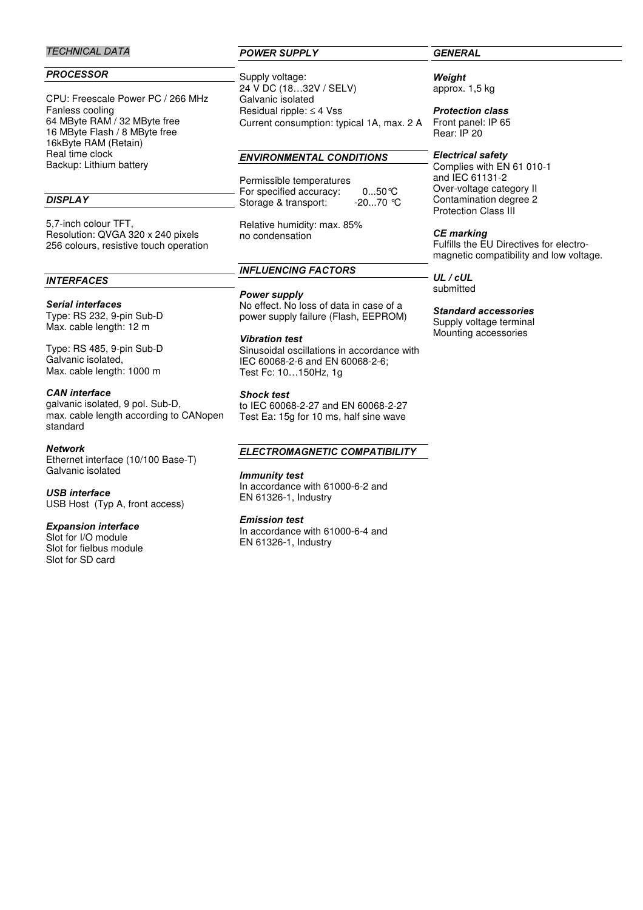*TECHNICAL DATA*

## PROCESSOR

CPU: Freescale Power PC / 266 MHz
Fanless cooling
64 MByte RAM / 32 MByte free
16 MByte Flash / 8 MByte free
16kByte RAM (Retain)
Real time clock
Backup: Lithium battery

## DISPLAY

5,7-inch colour TFT,
Resolution: QVGA 320 x 240 pixels
256 colours, resistive touch operation

## INTERFACES

**Serial interfaces**
Type: RS 232, 9-pin Sub-D
Max. cable length: 12 m

Type: RS 485, 9-pin Sub-D
Galvanic isolated,
Max. cable length: 1000 m

**CAN interface**
galvanic isolated, 9 pol. Sub-D,
max. cable length according to CANopen standard

**Network**
Ethernet interface (10/100 Base-T)
Galvanic isolated

**USB interface**
USB Host (Typ A, front access)

**Expansion interface**
Slot for I/O module
Slot for fielbus module
Slot for SD card

## POWER SUPPLY

Supply voltage:
24 V DC (18…32V / SELV)
Galvanic isolated
Residual ripple: ≤ 4 Vss
Current consumption: typical 1A, max. 2 A

## ENVIRONMENTAL CONDITIONS

Permissible temperatures
For specified accuracy: 0...50 °C
Storage & transport: -20...70 °C

Relative humidity: max. 85%
no condensation

## INFLUENCING FACTORS

**Power supply**
No effect. No loss of data in case of a power supply failure (Flash, EEPROM)

**Vibration test**
Sinusoidal oscillations in accordance with IEC 60068-2-6 and EN 60068-2-6;
Test Fc: 10…150Hz, 1g

**Shock test**
to IEC 60068-2-27 and EN 60068-2-27
Test Ea: 15g for 10 ms, half sine wave

## ELECTROMAGNETIC COMPATIBILITY

**Immunity test**
In accordance with 61000-6-2 and EN 61326-1, Industry

**Emission test**
In accordance with 61000-6-4 and EN 61326-1, Industry

## GENERAL

**Weight**
approx. 1,5 kg

**Protection class**
Front panel: IP 65
Rear: IP 20

**Electrical safety**
Complies with EN 61 010-1 and IEC 61131-2
Over-voltage category II
Contamination degree 2
Protection Class III

**CE marking**
Fulfills the EU Directives for electro-magnetic compatibility and low voltage.

**UL / cUL**
submitted

**Standard accessories**
Supply voltage terminal
Mounting accessories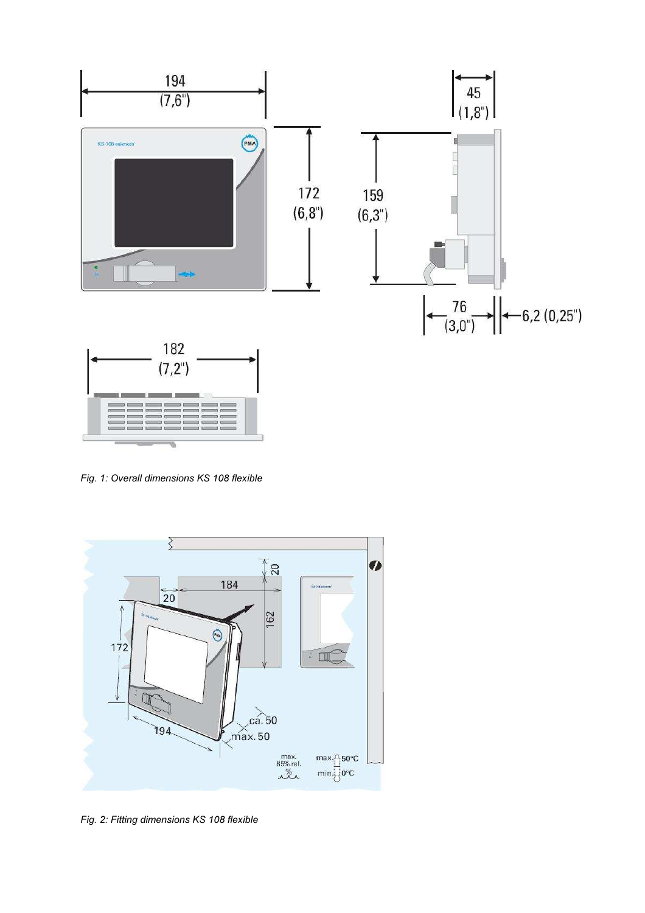*Fig. 1: Overall dimensions KS 108 flexible*

*Fig. 2: Fitting dimensions KS 108 flexible*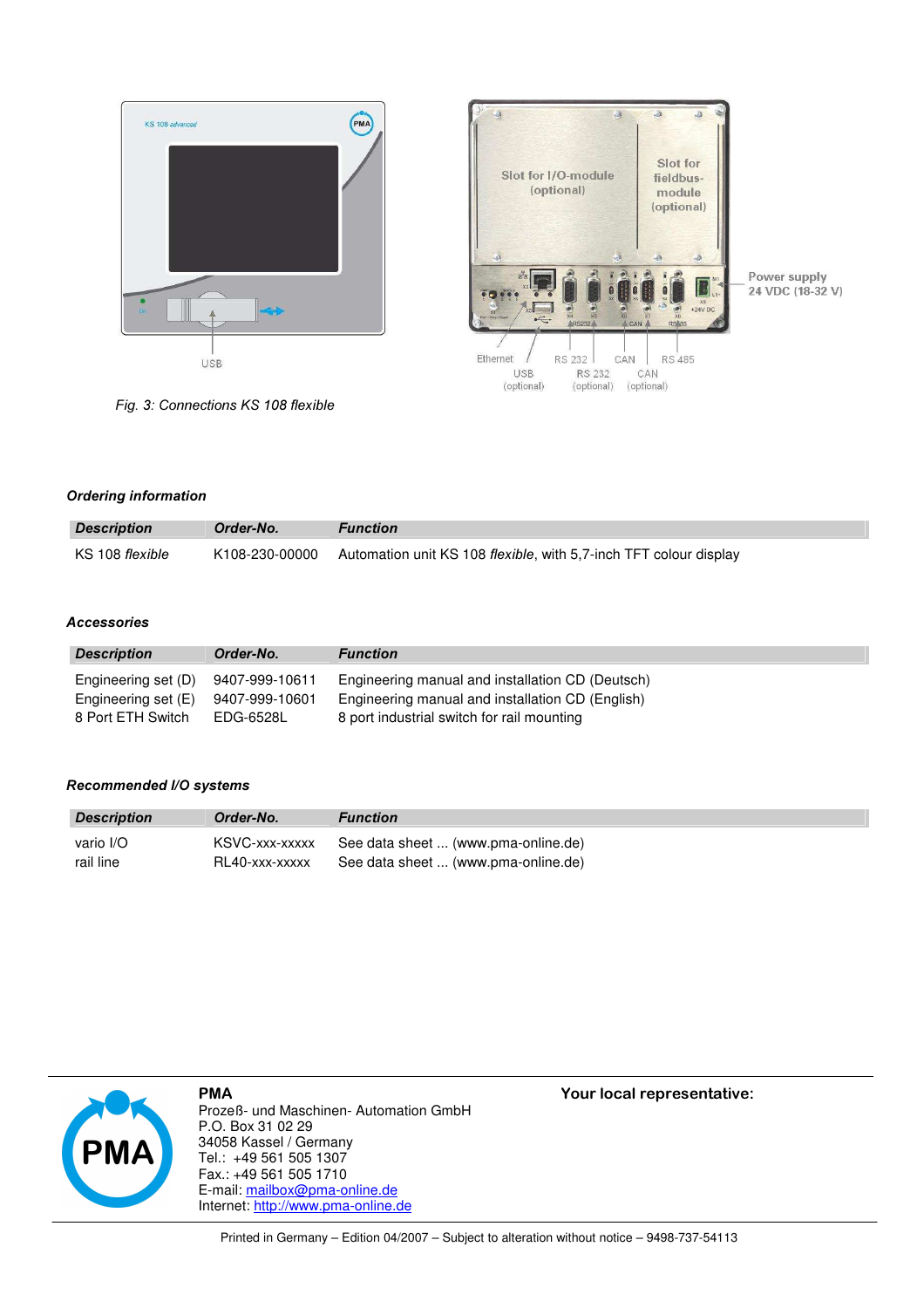USB

Slot for I/O-module (optional)

Slot for fieldbus-module (optional)

Power supply 24 VDC (18-32 V)

Ethernet

USB (optional)

RS 232

RS 232 (optional)

CAN

CAN (optional)

RS 485

*Fig. 3: Connections KS 108 flexible*

### *Ordering information*

| *Description* | *Order-No.* | *Function* |
|---|---|---|
| KS 108 *flexible* | K108-230-00000 | Automation unit KS 108 *flexible*, with 5,7-inch TFT colour display |

### *Accessories*

| *Description* | *Order-No.* | *Function* |
|---|---|---|
| Engineering set (D) | 9407-999-10611 | Engineering manual and installation CD (Deutsch) |
| Engineering set (E) | 9407-999-10601 | Engineering manual and installation CD (English) |
| 8 Port ETH Switch | EDG-6528L | 8 port industrial switch for rail mounting |

### *Recommended I/O systems*

| *Description* | *Order-No.* | *Function* |
|---|---|---|
| vario I/O | KSVC-xxx-xxxxx | See data sheet ... (www.pma-online.de) |
| rail line | RL40-xxx-xxxxx | See data sheet ... (www.pma-online.de) |

**PMA**
Prozeß- und Maschinen- Automation GmbH
P.O. Box 31 02 29
34058 Kassel / Germany
Tel.: +49 561 505 1307
Fax.: +49 561 505 1710
E-mail: mailbox@pma-online.de
Internet: http://www.pma-online.de

**Your local representative:**

Printed in Germany – Edition 04/2007 – Subject to alteration without notice – 9498-737-54113